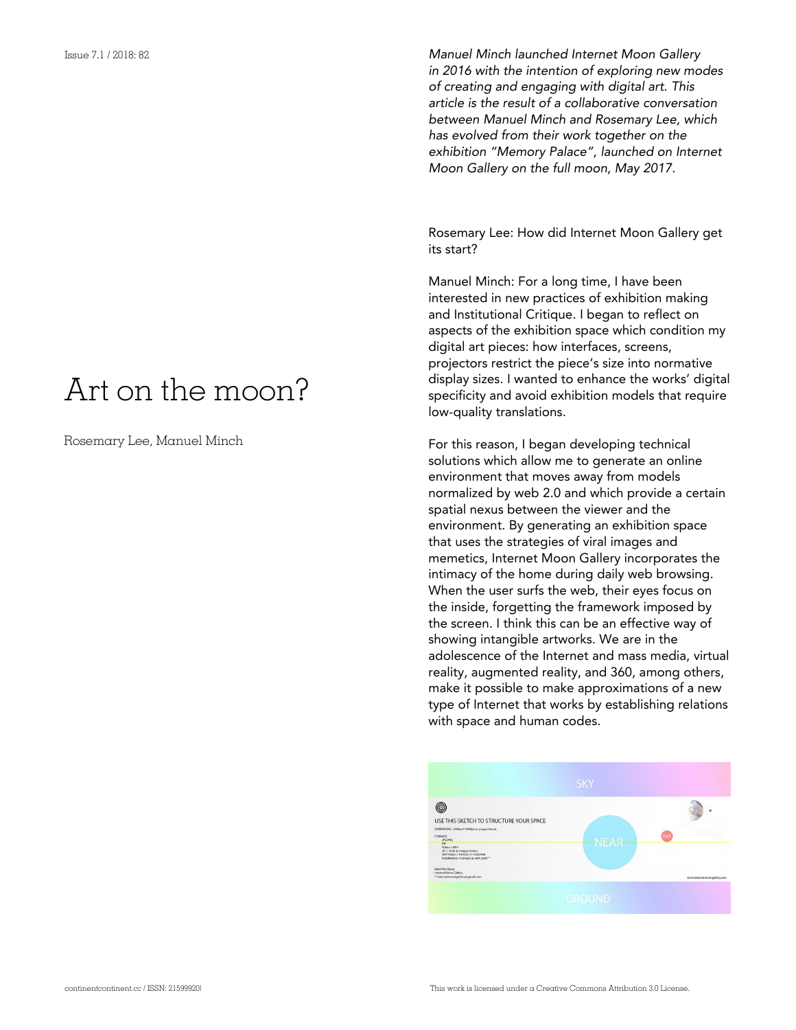# Art on the moon?

Rosemary Lee, Manuel Minch

*Manuel Minch launched Internet Moon Gallery in 2016 with the intention of exploring new modes of creating and engaging with digital art. This article is the result of a collaborative conversation between Manuel Minch and Rosemary Lee, which has evolved from their work together on the exhibition "Memory Palace", launched on Internet Moon Gallery on the full moon, May 2017.*

Rosemary Lee: How did Internet Moon Gallery get its start?

Manuel Minch: For a long time, I have been interested in new practices of exhibition making and Institutional Critique. I began to reflect on aspects of the exhibition space which condition my digital art pieces: how interfaces, screens, projectors restrict the piece's size into normative display sizes. I wanted to enhance the works' digital specificity and avoid exhibition models that require low-quality translations.

For this reason, I began developing technical solutions which allow me to generate an online environment that moves away from models normalized by web 2.0 and which provide a certain spatial nexus between the viewer and the environment. By generating an exhibition space that uses the strategies of viral images and memetics, Internet Moon Gallery incorporates the intimacy of the home during daily web browsing. When the user surfs the web, their eyes focus on the inside, forgetting the framework imposed by the screen. I think this can be an effective way of showing intangible artworks. We are in the adolescence of the Internet and mass media, virtual reality, augmented reality, and 360, among others, make it possible to make approximations of a new type of Internet that works by establishing relations with space and human codes.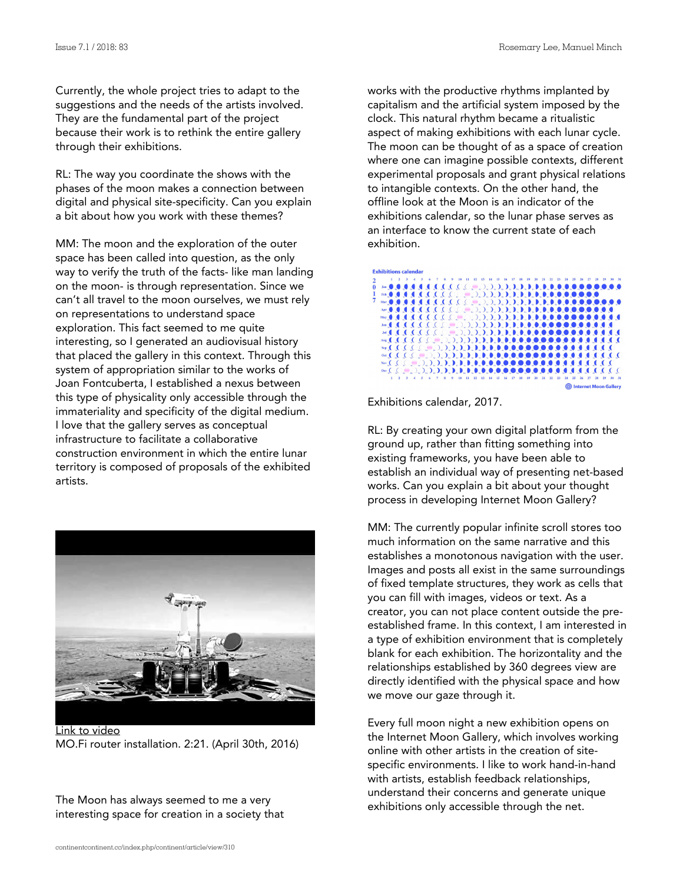Currently, the whole project tries to adapt to the suggestions and the needs of the artists involved. They are the fundamental part of the project because their work is to rethink the entire gallery through their exhibitions.

RL: The way you coordinate the shows with the phases of the moon makes a connection between digital and physical site-specificity. Can you explain a bit about how you work with these themes?

MM: The moon and the exploration of the outer space has been called into question, as the only way to verify the truth of the facts- like man landing on the moon- is through representation. Since we can't all travel to the moon ourselves, we must rely on representations to understand space exploration. This fact seemed to me quite interesting, so I generated an audiovisual history that placed the gallery in this context. Through this system of appropriation similar to the works of Joan Fontcuberta, I established a nexus between this type of physicality only accessible through the immateriality and specificity of the digital medium. I love that the gallery serves as conceptual infrastructure to facilitate a collaborative construction environment in which the entire lunar territory is composed of proposals of the exhibited artists.

Link to video
MO.Fi router installation. 2:21. (April 30th, 2016)

The Moon has always seemed to me a very interesting space for creation in a society that works with the productive rhythms implanted by capitalism and the artificial system imposed by the clock. This natural rhythm became a ritualistic aspect of making exhibitions with each lunar cycle. The moon can be thought of as a space of creation where one can imagine possible contexts, different experimental proposals and grant physical relations to intangible contexts. On the other hand, the offline look at the Moon is an indicator of the exhibitions calendar, so the lunar phase serves as an interface to know the current state of each exhibition.

Exhibitions calendar, 2017.

RL: By creating your own digital platform from the ground up, rather than fitting something into existing frameworks, you have been able to establish an individual way of presenting net-based works. Can you explain a bit about your thought process in developing Internet Moon Gallery?

MM: The currently popular infinite scroll stores too much information on the same narrative and this establishes a monotonous navigation with the user. Images and posts all exist in the same surroundings of fixed template structures, they work as cells that you can fill with images, videos or text. As a creator, you can not place content outside the pre-established frame. In this context, I am interested in a type of exhibition environment that is completely blank for each exhibition. The horizontality and the relationships established by 360 degrees view are directly identified with the physical space and how we move our gaze through it.

Every full moon night a new exhibition opens on the Internet Moon Gallery, which involves working online with other artists in the creation of site-specific environments. I like to work hand-in-hand with artists, establish feedback relationships, understand their concerns and generate unique exhibitions only accessible through the net.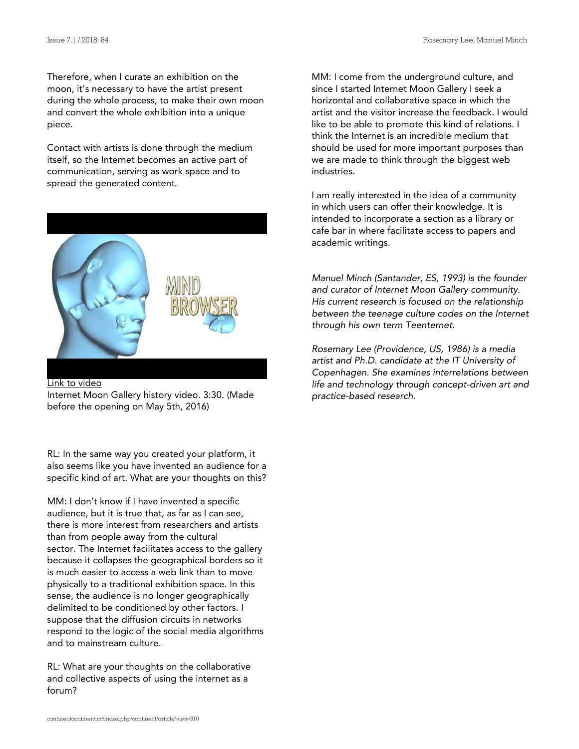Therefore, when I curate an exhibition on the moon, it's necessary to have the artist present during the whole process, to make their own moon and convert the whole exhibition into a unique piece.

Contact with artists is done through the medium itself, so the Internet becomes an active part of communication, serving as work space and to spread the generated content.

Link to video
Internet Moon Gallery history video. 3:30. (Made before the opening on May 5th, 2016)

RL: In the same way you created your platform, it also seems like you have invented an audience for a specific kind of art. What are your thoughts on this?

MM: I don't know if I have invented a specific audience, but it is true that, as far as I can see, there is more interest from researchers and artists than from people away from the cultural sector. The Internet facilitates access to the gallery because it collapses the geographical borders so it is much easier to access a web link than to move physically to a traditional exhibition space. In this sense, the audience is no longer geographically delimited to be conditioned by other factors. I suppose that the diffusion circuits in networks respond to the logic of the social media algorithms and to mainstream culture.

RL: What are your thoughts on the collaborative and collective aspects of using the internet as a forum?

MM: I come from the underground culture, and since I started Internet Moon Gallery I seek a horizontal and collaborative space in which the artist and the visitor increase the feedback. I would like to be able to promote this kind of relations. I think the Internet is an incredible medium that should be used for more important purposes than we are made to think through the biggest web industries.

I am really interested in the idea of a community in which users can offer their knowledge. It is intended to incorporate a section as a library or cafe bar in where facilitate access to papers and academic writings.

*Manuel Minch (Santander, ES, 1993) is the founder and curator of Internet Moon Gallery community. His current research is focused on the relationship between the teenage culture codes on the Internet through his own term Teenternet.*

*Rosemary Lee (Providence, US, 1986) is a media artist and Ph.D. candidate at the IT University of Copenhagen. She examines interrelations between life and technology through concept-driven art and practice-based research.*